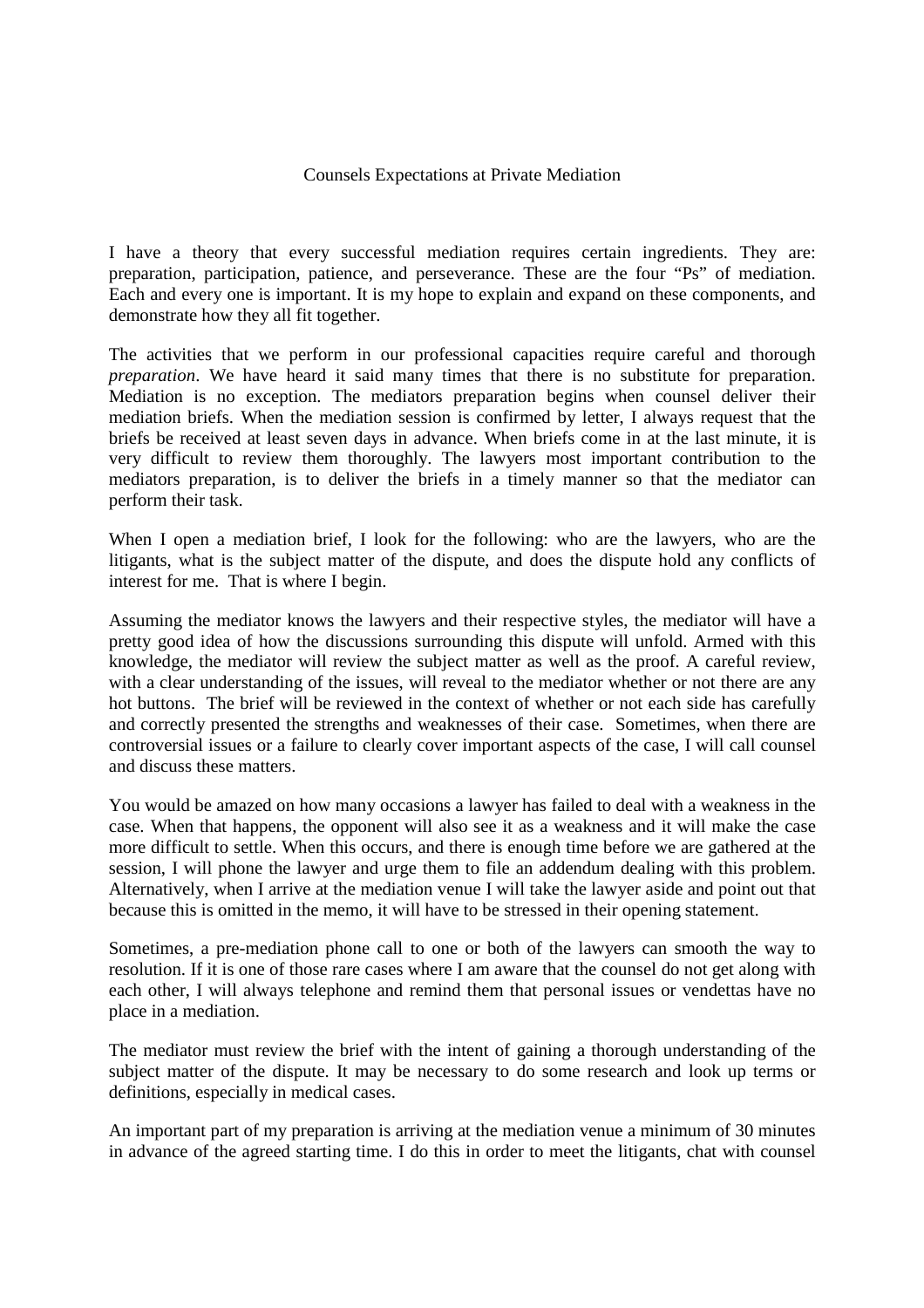# Counsels Expectations at Private Mediation

I have a theory that every successful mediation requires certain ingredients. They are: preparation, participation, patience, and perseverance. These are the four "Ps" of mediation. Each and every one is important. It is my hope to explain and expand on these components, and demonstrate how they all fit together.

The activities that we perform in our professional capacities require careful and thorough *preparation*. We have heard it said many times that there is no substitute for preparation. Mediation is no exception. The mediators preparation begins when counsel deliver their mediation briefs. When the mediation session is confirmed by letter, I always request that the briefs be received at least seven days in advance. When briefs come in at the last minute, it is very difficult to review them thoroughly. The lawyers most important contribution to the mediators preparation, is to deliver the briefs in a timely manner so that the mediator can perform their task.

When I open a mediation brief, I look for the following: who are the lawyers, who are the litigants, what is the subject matter of the dispute, and does the dispute hold any conflicts of interest for me. That is where I begin.

Assuming the mediator knows the lawyers and their respective styles, the mediator will have a pretty good idea of how the discussions surrounding this dispute will unfold. Armed with this knowledge, the mediator will review the subject matter as well as the proof. A careful review, with a clear understanding of the issues, will reveal to the mediator whether or not there are any hot buttons. The brief will be reviewed in the context of whether or not each side has carefully and correctly presented the strengths and weaknesses of their case. Sometimes, when there are controversial issues or a failure to clearly cover important aspects of the case, I will call counsel and discuss these matters.

You would be amazed on how many occasions a lawyer has failed to deal with a weakness in the case. When that happens, the opponent will also see it as a weakness and it will make the case more difficult to settle. When this occurs, and there is enough time before we are gathered at the session, I will phone the lawyer and urge them to file an addendum dealing with this problem. Alternatively, when I arrive at the mediation venue I will take the lawyer aside and point out that because this is omitted in the memo, it will have to be stressed in their opening statement.

Sometimes, a pre-mediation phone call to one or both of the lawyers can smooth the way to resolution. If it is one of those rare cases where I am aware that the counsel do not get along with each other, I will always telephone and remind them that personal issues or vendettas have no place in a mediation.

The mediator must review the brief with the intent of gaining a thorough understanding of the subject matter of the dispute. It may be necessary to do some research and look up terms or definitions, especially in medical cases.

An important part of my preparation is arriving at the mediation venue a minimum of 30 minutes in advance of the agreed starting time. I do this in order to meet the litigants, chat with counsel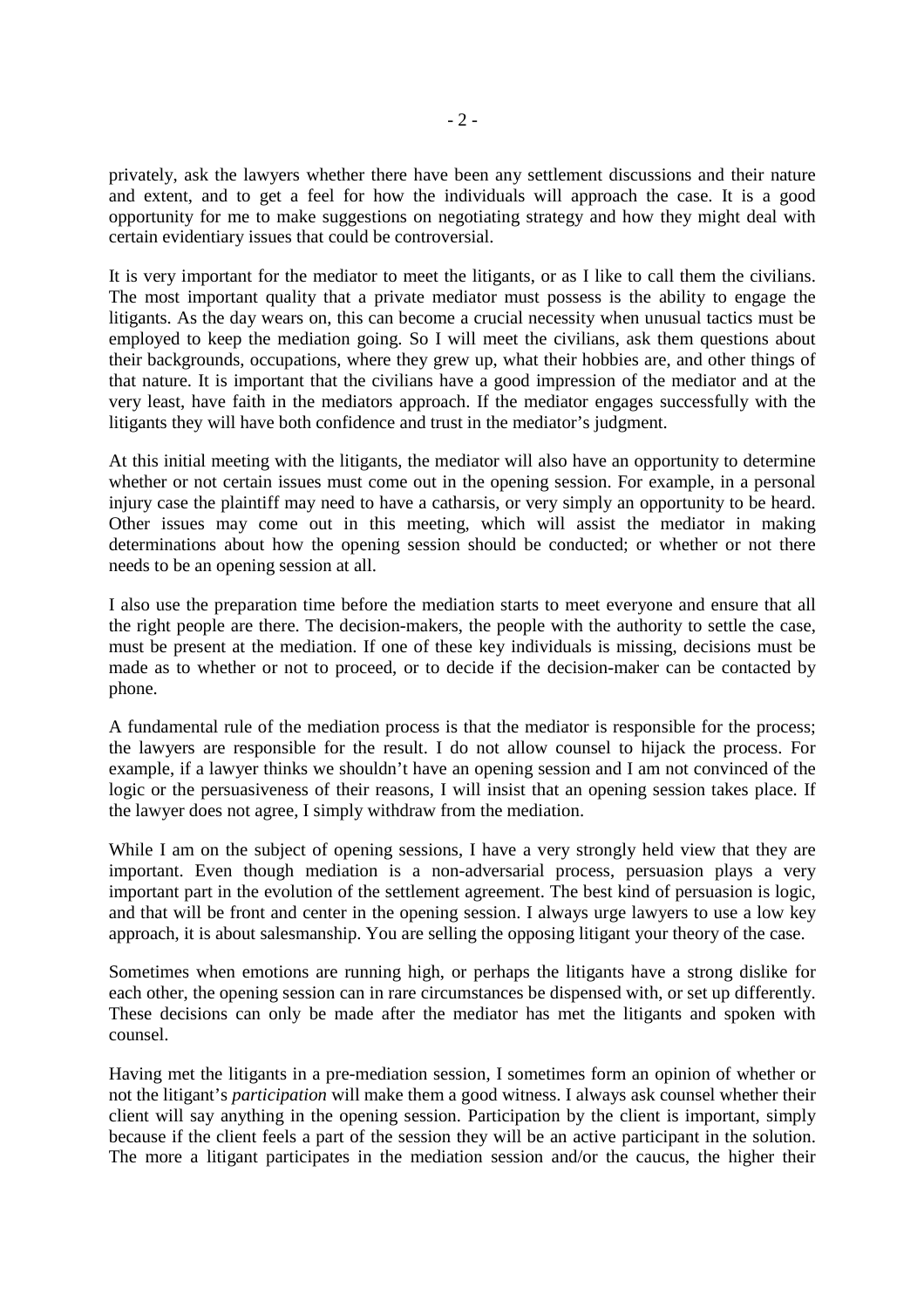privately, ask the lawyers whether there have been any settlement discussions and their nature and extent, and to get a feel for how the individuals will approach the case. It is a good opportunity for me to make suggestions on negotiating strategy and how they might deal with certain evidentiary issues that could be controversial.

It is very important for the mediator to meet the litigants, or as I like to call them the civilians. The most important quality that a private mediator must possess is the ability to engage the litigants. As the day wears on, this can become a crucial necessity when unusual tactics must be employed to keep the mediation going. So I will meet the civilians, ask them questions about their backgrounds, occupations, where they grew up, what their hobbies are, and other things of that nature. It is important that the civilians have a good impression of the mediator and at the very least, have faith in the mediators approach. If the mediator engages successfully with the litigants they will have both confidence and trust in the mediator's judgment.

At this initial meeting with the litigants, the mediator will also have an opportunity to determine whether or not certain issues must come out in the opening session. For example, in a personal injury case the plaintiff may need to have a catharsis, or very simply an opportunity to be heard. Other issues may come out in this meeting, which will assist the mediator in making determinations about how the opening session should be conducted; or whether or not there needs to be an opening session at all.

I also use the preparation time before the mediation starts to meet everyone and ensure that all the right people are there. The decision-makers, the people with the authority to settle the case, must be present at the mediation. If one of these key individuals is missing, decisions must be made as to whether or not to proceed, or to decide if the decision-maker can be contacted by phone.

A fundamental rule of the mediation process is that the mediator is responsible for the process; the lawyers are responsible for the result. I do not allow counsel to hijack the process. For example, if a lawyer thinks we shouldn't have an opening session and I am not convinced of the logic or the persuasiveness of their reasons, I will insist that an opening session takes place. If the lawyer does not agree, I simply withdraw from the mediation.

While I am on the subject of opening sessions, I have a very strongly held view that they are important. Even though mediation is a non-adversarial process, persuasion plays a very important part in the evolution of the settlement agreement. The best kind of persuasion is logic, and that will be front and center in the opening session. I always urge lawyers to use a low key approach, it is about salesmanship. You are selling the opposing litigant your theory of the case.

Sometimes when emotions are running high, or perhaps the litigants have a strong dislike for each other, the opening session can in rare circumstances be dispensed with, or set up differently. These decisions can only be made after the mediator has met the litigants and spoken with counsel.

Having met the litigants in a pre-mediation session, I sometimes form an opinion of whether or not the litigant's *participation* will make them a good witness. I always ask counsel whether their client will say anything in the opening session. Participation by the client is important, simply because if the client feels a part of the session they will be an active participant in the solution. The more a litigant participates in the mediation session and/or the caucus, the higher their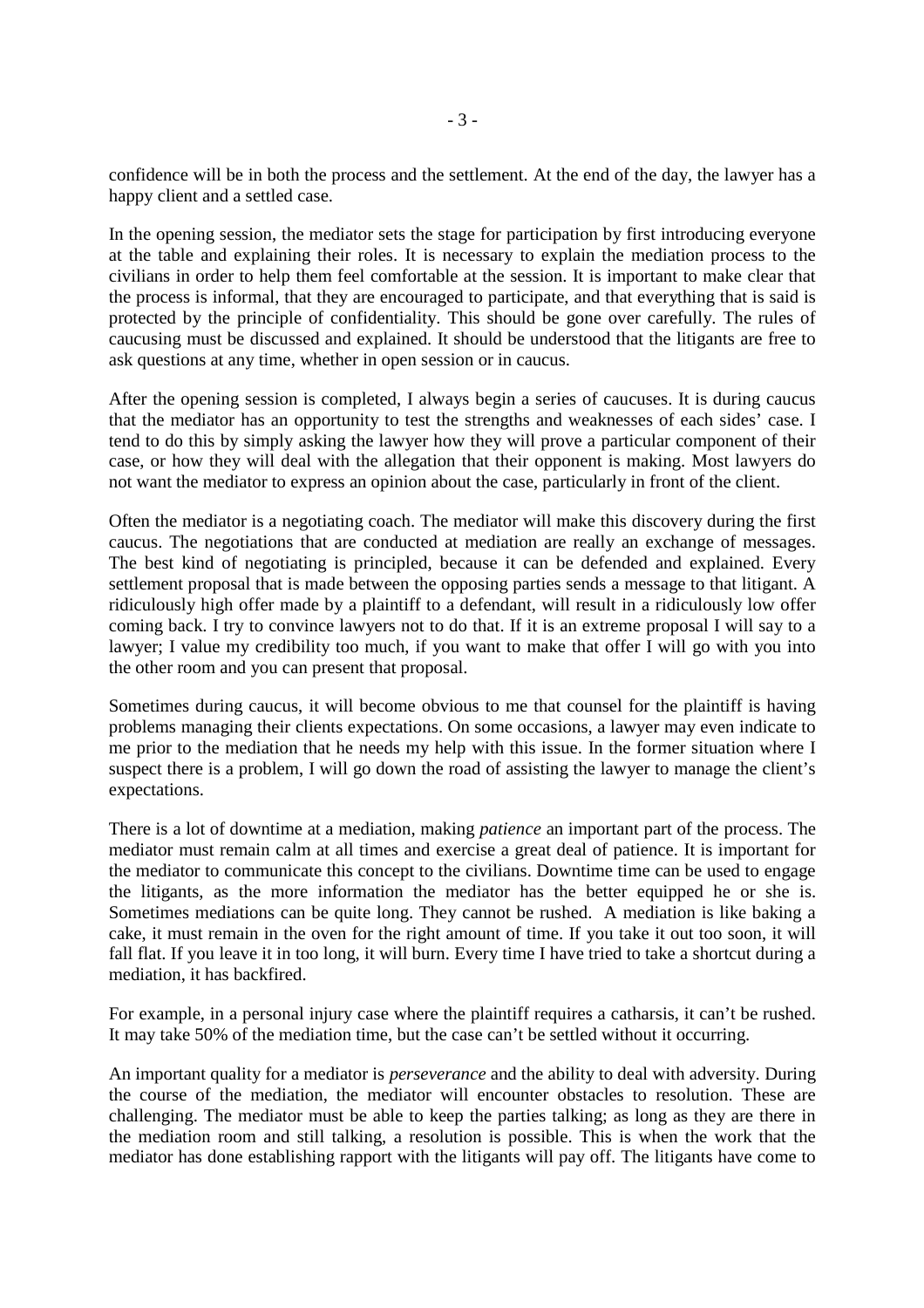confidence will be in both the process and the settlement. At the end of the day, the lawyer has a happy client and a settled case.

In the opening session, the mediator sets the stage for participation by first introducing everyone at the table and explaining their roles. It is necessary to explain the mediation process to the civilians in order to help them feel comfortable at the session. It is important to make clear that the process is informal, that they are encouraged to participate, and that everything that is said is protected by the principle of confidentiality. This should be gone over carefully. The rules of caucusing must be discussed and explained. It should be understood that the litigants are free to ask questions at any time, whether in open session or in caucus.

After the opening session is completed, I always begin a series of caucuses. It is during caucus that the mediator has an opportunity to test the strengths and weaknesses of each sides' case. I tend to do this by simply asking the lawyer how they will prove a particular component of their case, or how they will deal with the allegation that their opponent is making. Most lawyers do not want the mediator to express an opinion about the case, particularly in front of the client.

Often the mediator is a negotiating coach. The mediator will make this discovery during the first caucus. The negotiations that are conducted at mediation are really an exchange of messages. The best kind of negotiating is principled, because it can be defended and explained. Every settlement proposal that is made between the opposing parties sends a message to that litigant. A ridiculously high offer made by a plaintiff to a defendant, will result in a ridiculously low offer coming back. I try to convince lawyers not to do that. If it is an extreme proposal I will say to a lawyer; I value my credibility too much, if you want to make that offer I will go with you into the other room and you can present that proposal.

Sometimes during caucus, it will become obvious to me that counsel for the plaintiff is having problems managing their clients expectations. On some occasions, a lawyer may even indicate to me prior to the mediation that he needs my help with this issue. In the former situation where I suspect there is a problem, I will go down the road of assisting the lawyer to manage the client's expectations.

There is a lot of downtime at a mediation, making *patience* an important part of the process. The mediator must remain calm at all times and exercise a great deal of patience. It is important for the mediator to communicate this concept to the civilians. Downtime time can be used to engage the litigants, as the more information the mediator has the better equipped he or she is. Sometimes mediations can be quite long. They cannot be rushed. A mediation is like baking a cake, it must remain in the oven for the right amount of time. If you take it out too soon, it will fall flat. If you leave it in too long, it will burn. Every time I have tried to take a shortcut during a mediation, it has backfired.

For example, in a personal injury case where the plaintiff requires a catharsis, it can't be rushed. It may take 50% of the mediation time, but the case can't be settled without it occurring.

An important quality for a mediator is *perseverance* and the ability to deal with adversity. During the course of the mediation, the mediator will encounter obstacles to resolution. These are challenging. The mediator must be able to keep the parties talking; as long as they are there in the mediation room and still talking, a resolution is possible. This is when the work that the mediator has done establishing rapport with the litigants will pay off. The litigants have come to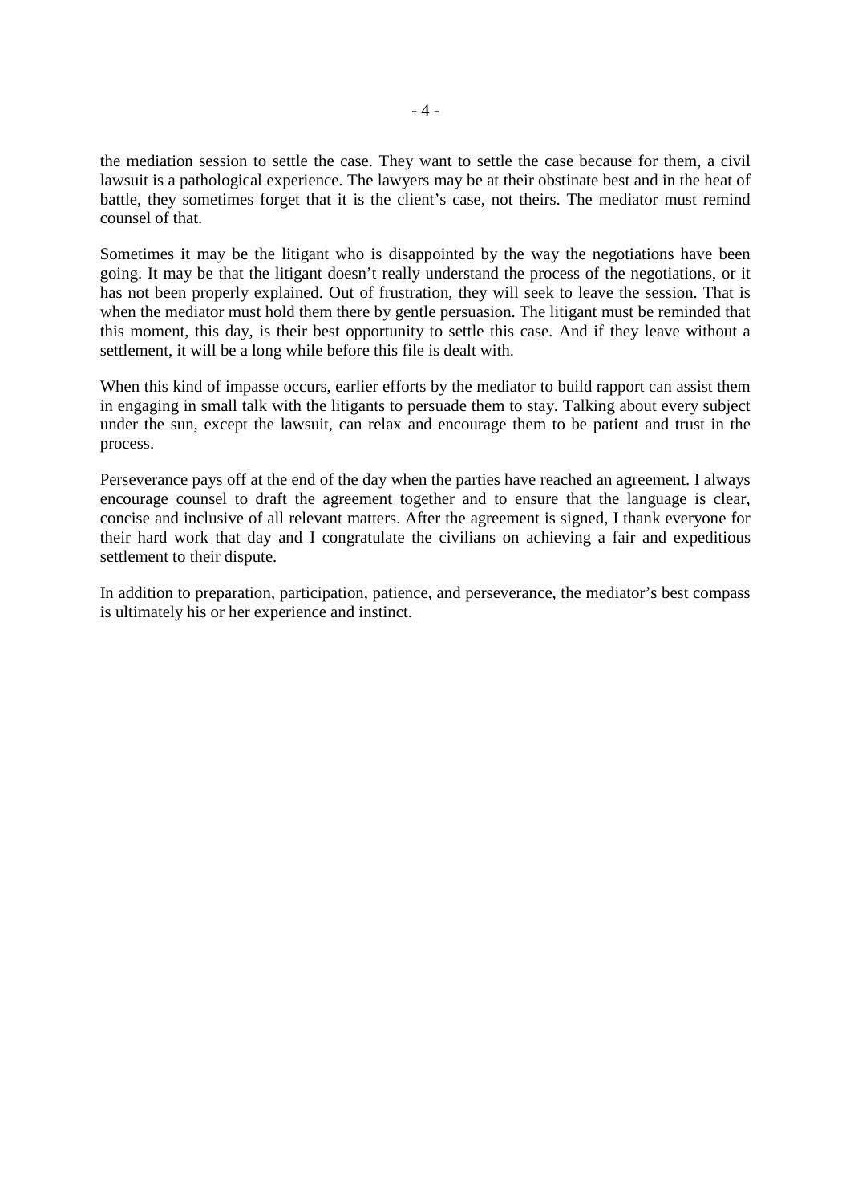the mediation session to settle the case. They want to settle the case because for them, a civil lawsuit is a pathological experience. The lawyers may be at their obstinate best and in the heat of battle, they sometimes forget that it is the client's case, not theirs. The mediator must remind counsel of that.

Sometimes it may be the litigant who is disappointed by the way the negotiations have been going. It may be that the litigant doesn't really understand the process of the negotiations, or it has not been properly explained. Out of frustration, they will seek to leave the session. That is when the mediator must hold them there by gentle persuasion. The litigant must be reminded that this moment, this day, is their best opportunity to settle this case. And if they leave without a settlement, it will be a long while before this file is dealt with.

When this kind of impasse occurs, earlier efforts by the mediator to build rapport can assist them in engaging in small talk with the litigants to persuade them to stay. Talking about every subject under the sun, except the lawsuit, can relax and encourage them to be patient and trust in the process.

Perseverance pays off at the end of the day when the parties have reached an agreement. I always encourage counsel to draft the agreement together and to ensure that the language is clear, concise and inclusive of all relevant matters. After the agreement is signed, I thank everyone for their hard work that day and I congratulate the civilians on achieving a fair and expeditious settlement to their dispute.

In addition to preparation, participation, patience, and perseverance, the mediator's best compass is ultimately his or her experience and instinct.